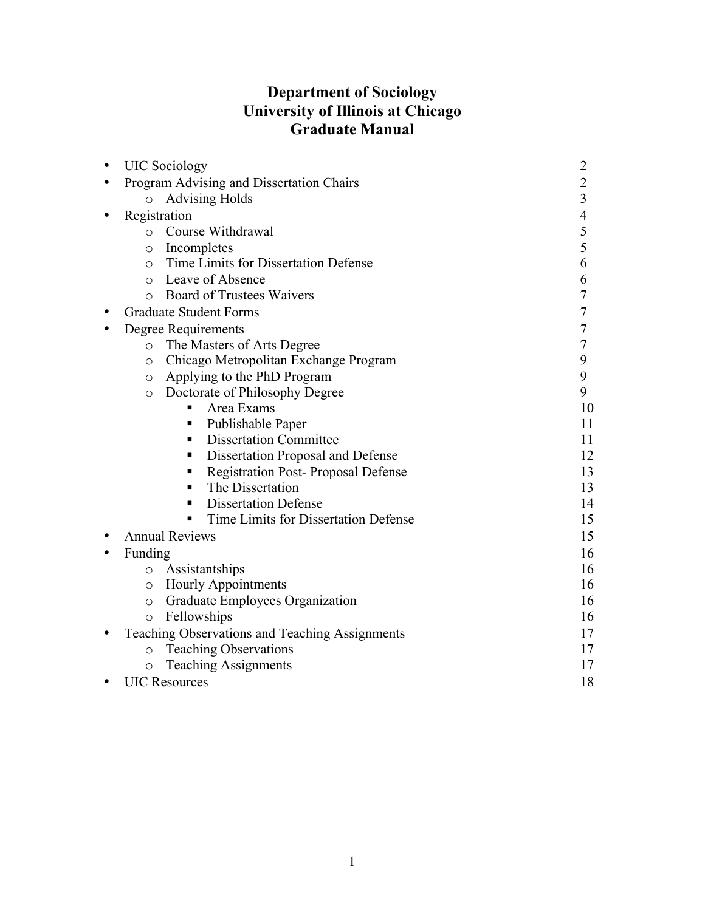# Department of Sociology
# University of Illinois at Chicago
# Graduate Manual

- UIC Sociology 2
- Program Advising and Dissertation Chairs 2
  - Advising Holds 3
- Registration 4
  - Course Withdrawal 5
  - Incompletes 5
  - Time Limits for Dissertation Defense 6
  - Leave of Absence 6
  - Board of Trustees Waivers 7
- Graduate Student Forms 7
- Degree Requirements 7
  - The Masters of Arts Degree 7
  - Chicago Metropolitan Exchange Program 9
  - Applying to the PhD Program 9
  - Doctorate of Philosophy Degree 9
    - Area Exams 10
    - Publishable Paper 11
    - Dissertation Committee 11
    - Dissertation Proposal and Defense 12
    - Registration Post- Proposal Defense 13
    - The Dissertation 13
    - Dissertation Defense 14
    - Time Limits for Dissertation Defense 15
- Annual Reviews 15
- Funding 16
  - Assistantships 16
  - Hourly Appointments 16
  - Graduate Employees Organization 16
  - Fellowships 16
- Teaching Observations and Teaching Assignments 17
  - Teaching Observations 17
  - Teaching Assignments 17
- UIC Resources 18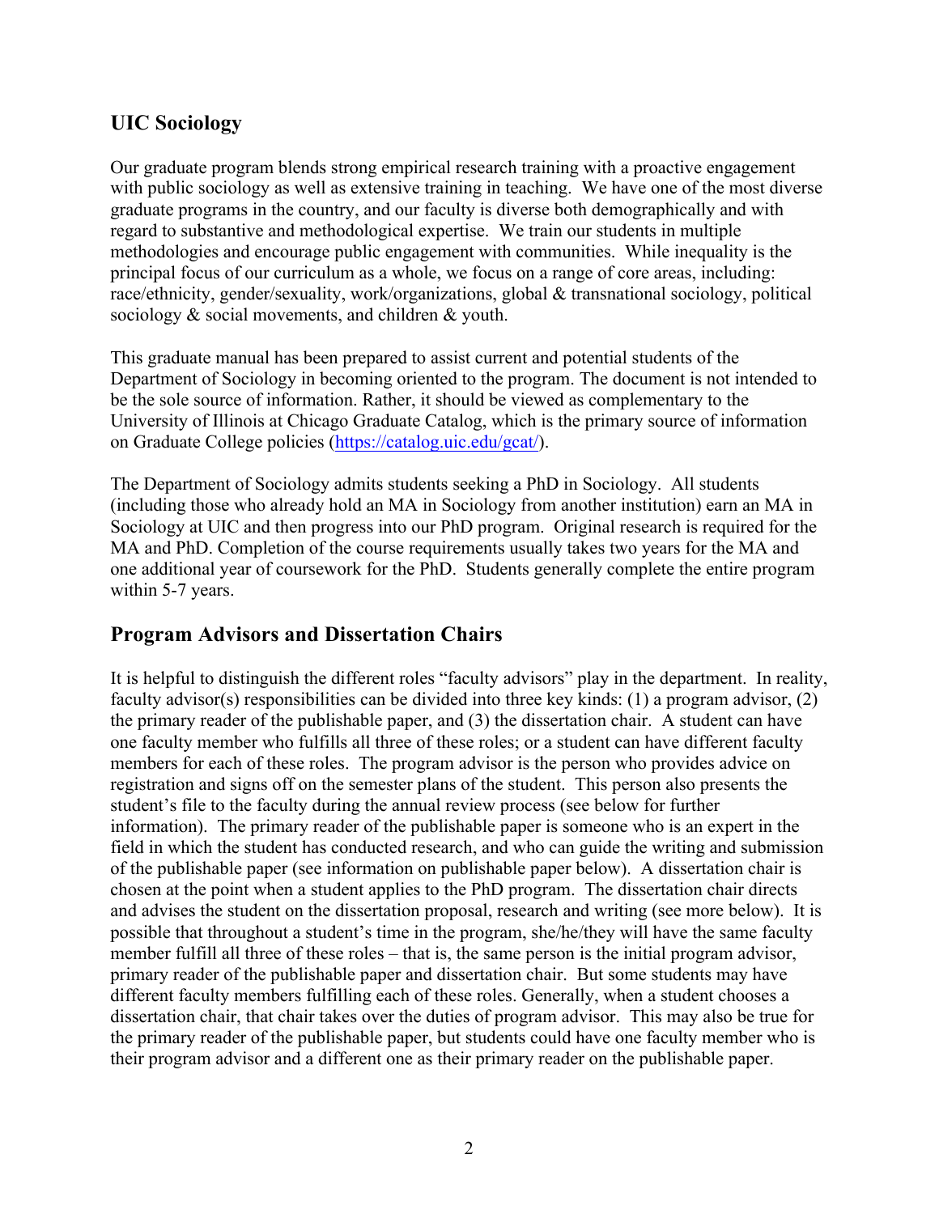## UIC Sociology

Our graduate program blends strong empirical research training with a proactive engagement with public sociology as well as extensive training in teaching. We have one of the most diverse graduate programs in the country, and our faculty is diverse both demographically and with regard to substantive and methodological expertise. We train our students in multiple methodologies and encourage public engagement with communities. While inequality is the principal focus of our curriculum as a whole, we focus on a range of core areas, including: race/ethnicity, gender/sexuality, work/organizations, global & transnational sociology, political sociology & social movements, and children & youth.

This graduate manual has been prepared to assist current and potential students of the Department of Sociology in becoming oriented to the program. The document is not intended to be the sole source of information. Rather, it should be viewed as complementary to the University of Illinois at Chicago Graduate Catalog, which is the primary source of information on Graduate College policies (https://catalog.uic.edu/gcat/).

The Department of Sociology admits students seeking a PhD in Sociology. All students (including those who already hold an MA in Sociology from another institution) earn an MA in Sociology at UIC and then progress into our PhD program. Original research is required for the MA and PhD. Completion of the course requirements usually takes two years for the MA and one additional year of coursework for the PhD. Students generally complete the entire program within 5-7 years.

## Program Advisors and Dissertation Chairs

It is helpful to distinguish the different roles "faculty advisors" play in the department. In reality, faculty advisor(s) responsibilities can be divided into three key kinds: (1) a program advisor, (2) the primary reader of the publishable paper, and (3) the dissertation chair. A student can have one faculty member who fulfills all three of these roles; or a student can have different faculty members for each of these roles. The program advisor is the person who provides advice on registration and signs off on the semester plans of the student. This person also presents the student's file to the faculty during the annual review process (see below for further information). The primary reader of the publishable paper is someone who is an expert in the field in which the student has conducted research, and who can guide the writing and submission of the publishable paper (see information on publishable paper below). A dissertation chair is chosen at the point when a student applies to the PhD program. The dissertation chair directs and advises the student on the dissertation proposal, research and writing (see more below). It is possible that throughout a student's time in the program, she/he/they will have the same faculty member fulfill all three of these roles – that is, the same person is the initial program advisor, primary reader of the publishable paper and dissertation chair. But some students may have different faculty members fulfilling each of these roles. Generally, when a student chooses a dissertation chair, that chair takes over the duties of program advisor. This may also be true for the primary reader of the publishable paper, but students could have one faculty member who is their program advisor and a different one as their primary reader on the publishable paper.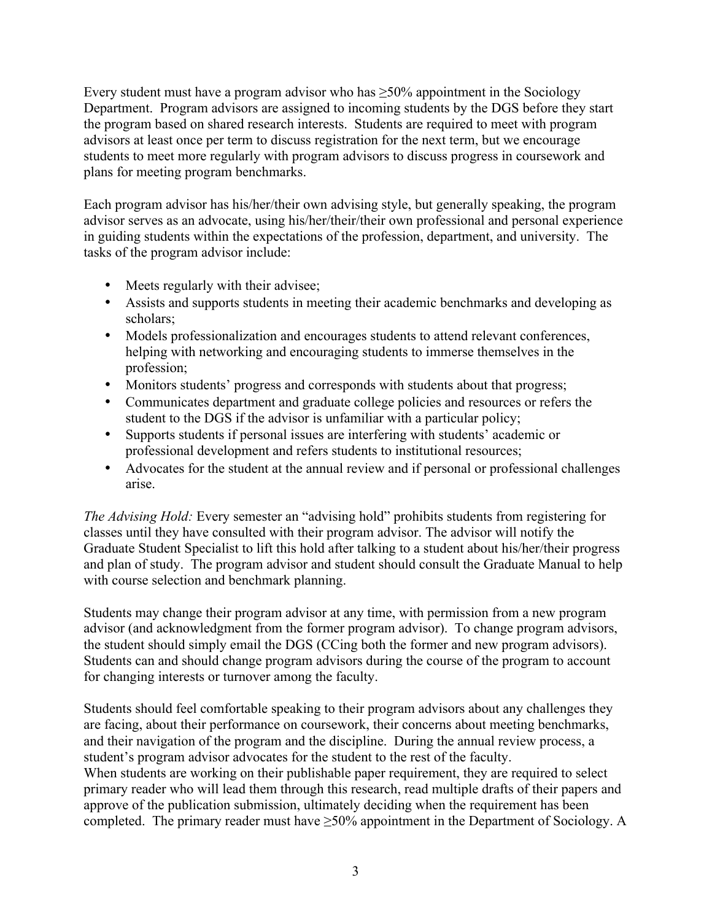Every student must have a program advisor who has ≥50% appointment in the Sociology Department. Program advisors are assigned to incoming students by the DGS before they start the program based on shared research interests. Students are required to meet with program advisors at least once per term to discuss registration for the next term, but we encourage students to meet more regularly with program advisors to discuss progress in coursework and plans for meeting program benchmarks.

Each program advisor has his/her/their own advising style, but generally speaking, the program advisor serves as an advocate, using his/her/their/their own professional and personal experience in guiding students within the expectations of the profession, department, and university. The tasks of the program advisor include:

- Meets regularly with their advisee;
- Assists and supports students in meeting their academic benchmarks and developing as scholars;
- Models professionalization and encourages students to attend relevant conferences, helping with networking and encouraging students to immerse themselves in the profession;
- Monitors students' progress and corresponds with students about that progress;
- Communicates department and graduate college policies and resources or refers the student to the DGS if the advisor is unfamiliar with a particular policy;
- Supports students if personal issues are interfering with students' academic or professional development and refers students to institutional resources;
- Advocates for the student at the annual review and if personal or professional challenges arise.

*The Advising Hold:* Every semester an "advising hold" prohibits students from registering for classes until they have consulted with their program advisor. The advisor will notify the Graduate Student Specialist to lift this hold after talking to a student about his/her/their progress and plan of study. The program advisor and student should consult the Graduate Manual to help with course selection and benchmark planning.

Students may change their program advisor at any time, with permission from a new program advisor (and acknowledgment from the former program advisor). To change program advisors, the student should simply email the DGS (CCing both the former and new program advisors). Students can and should change program advisors during the course of the program to account for changing interests or turnover among the faculty.

Students should feel comfortable speaking to their program advisors about any challenges they are facing, about their performance on coursework, their concerns about meeting benchmarks, and their navigation of the program and the discipline. During the annual review process, a student's program advisor advocates for the student to the rest of the faculty.
When students are working on their publishable paper requirement, they are required to select primary reader who will lead them through this research, read multiple drafts of their papers and approve of the publication submission, ultimately deciding when the requirement has been completed. The primary reader must have ≥50% appointment in the Department of Sociology. A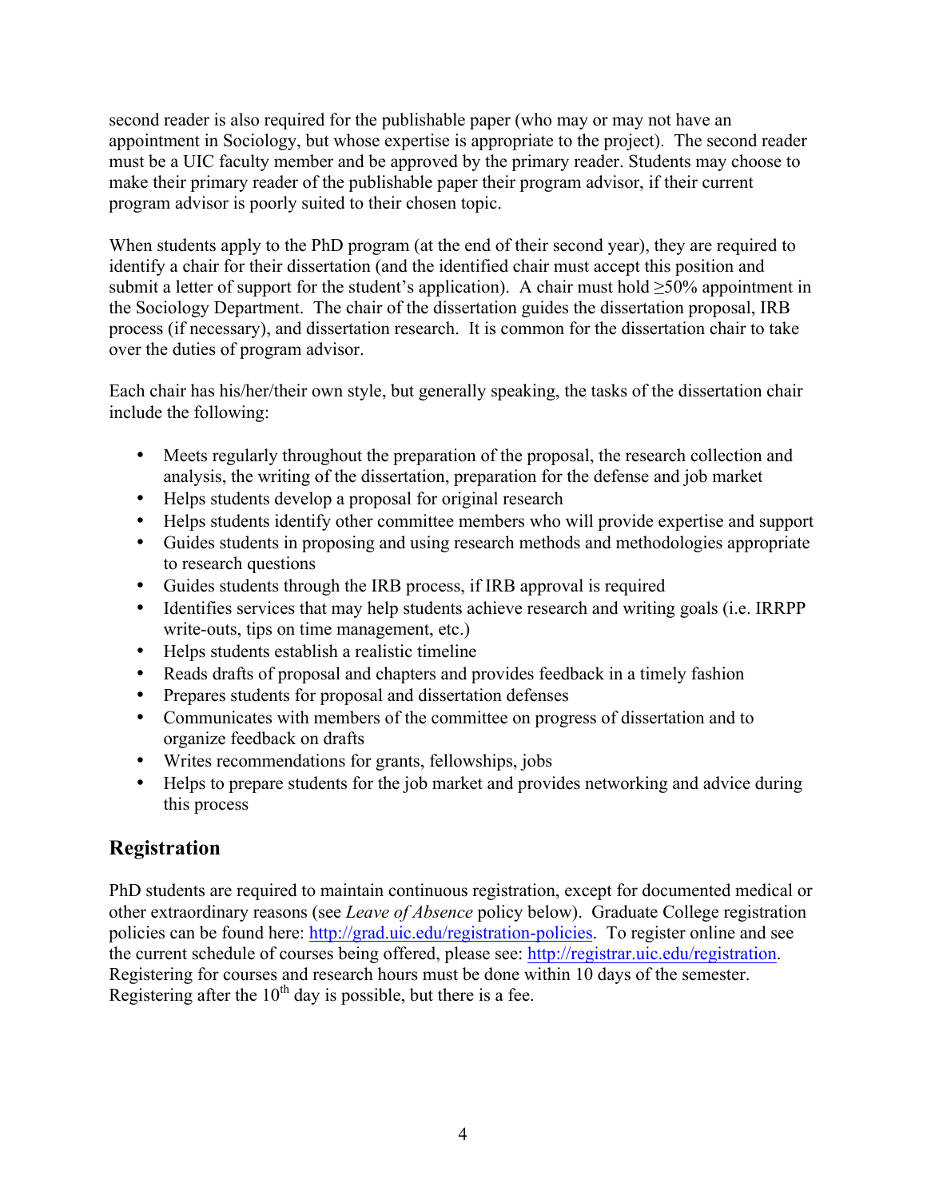second reader is also required for the publishable paper (who may or may not have an appointment in Sociology, but whose expertise is appropriate to the project). The second reader must be a UIC faculty member and be approved by the primary reader. Students may choose to make their primary reader of the publishable paper their program advisor, if their current program advisor is poorly suited to their chosen topic.

When students apply to the PhD program (at the end of their second year), they are required to identify a chair for their dissertation (and the identified chair must accept this position and submit a letter of support for the student's application). A chair must hold ≥50% appointment in the Sociology Department. The chair of the dissertation guides the dissertation proposal, IRB process (if necessary), and dissertation research. It is common for the dissertation chair to take over the duties of program advisor.

Each chair has his/her/their own style, but generally speaking, the tasks of the dissertation chair include the following:

- Meets regularly throughout the preparation of the proposal, the research collection and analysis, the writing of the dissertation, preparation for the defense and job market
- Helps students develop a proposal for original research
- Helps students identify other committee members who will provide expertise and support
- Guides students in proposing and using research methods and methodologies appropriate to research questions
- Guides students through the IRB process, if IRB approval is required
- Identifies services that may help students achieve research and writing goals (i.e. IRRPP write-outs, tips on time management, etc.)
- Helps students establish a realistic timeline
- Reads drafts of proposal and chapters and provides feedback in a timely fashion
- Prepares students for proposal and dissertation defenses
- Communicates with members of the committee on progress of dissertation and to organize feedback on drafts
- Writes recommendations for grants, fellowships, jobs
- Helps to prepare students for the job market and provides networking and advice during this process

## Registration

PhD students are required to maintain continuous registration, except for documented medical or other extraordinary reasons (see *Leave of Absence* policy below). Graduate College registration policies can be found here: http://grad.uic.edu/registration-policies. To register online and see the current schedule of courses being offered, please see: http://registrar.uic.edu/registration. Registering for courses and research hours must be done within 10 days of the semester. Registering after the 10th day is possible, but there is a fee.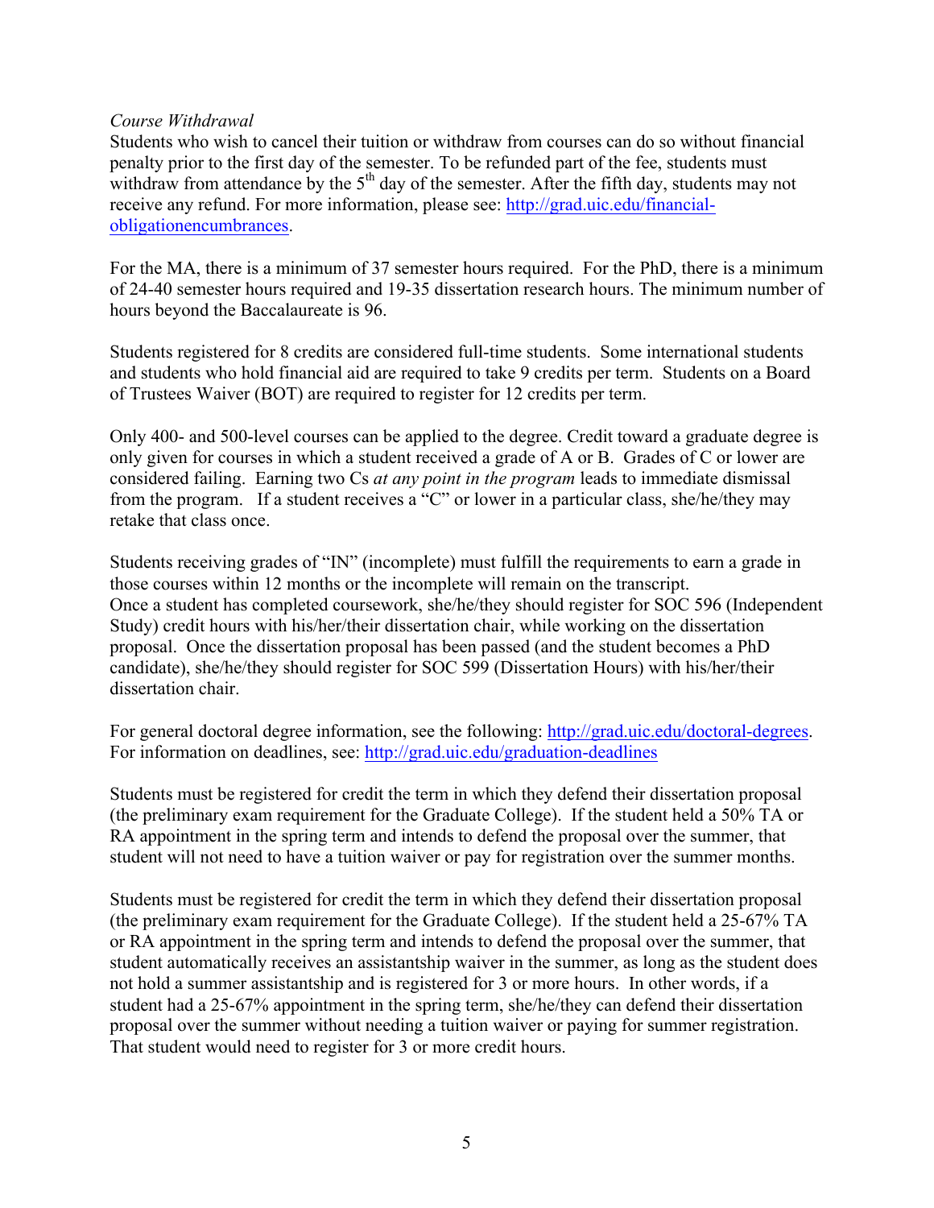*Course Withdrawal*

Students who wish to cancel their tuition or withdraw from courses can do so without financial penalty prior to the first day of the semester. To be refunded part of the fee, students must withdraw from attendance by the 5th day of the semester. After the fifth day, students may not receive any refund. For more information, please see: [http://grad.uic.edu/financial-obligationencumbrances](http://grad.uic.edu/financial-obligationencumbrances).

For the MA, there is a minimum of 37 semester hours required. For the PhD, there is a minimum of 24-40 semester hours required and 19-35 dissertation research hours. The minimum number of hours beyond the Baccalaureate is 96.

Students registered for 8 credits are considered full-time students. Some international students and students who hold financial aid are required to take 9 credits per term. Students on a Board of Trustees Waiver (BOT) are required to register for 12 credits per term.

Only 400- and 500-level courses can be applied to the degree. Credit toward a graduate degree is only given for courses in which a student received a grade of A or B. Grades of C or lower are considered failing. Earning two Cs *at any point in the program* leads to immediate dismissal from the program. If a student receives a "C" or lower in a particular class, she/he/they may retake that class once.

Students receiving grades of "IN" (incomplete) must fulfill the requirements to earn a grade in those courses within 12 months or the incomplete will remain on the transcript.
Once a student has completed coursework, she/he/they should register for SOC 596 (Independent Study) credit hours with his/her/their dissertation chair, while working on the dissertation proposal. Once the dissertation proposal has been passed (and the student becomes a PhD candidate), she/he/they should register for SOC 599 (Dissertation Hours) with his/her/their dissertation chair.

For general doctoral degree information, see the following: [http://grad.uic.edu/doctoral-degrees](http://grad.uic.edu/doctoral-degrees).
For information on deadlines, see: [http://grad.uic.edu/graduation-deadlines](http://grad.uic.edu/graduation-deadlines)

Students must be registered for credit the term in which they defend their dissertation proposal (the preliminary exam requirement for the Graduate College). If the student held a 50% TA or RA appointment in the spring term and intends to defend the proposal over the summer, that student will not need to have a tuition waiver or pay for registration over the summer months.

Students must be registered for credit the term in which they defend their dissertation proposal (the preliminary exam requirement for the Graduate College). If the student held a 25-67% TA or RA appointment in the spring term and intends to defend the proposal over the summer, that student automatically receives an assistantship waiver in the summer, as long as the student does not hold a summer assistantship and is registered for 3 or more hours. In other words, if a student had a 25-67% appointment in the spring term, she/he/they can defend their dissertation proposal over the summer without needing a tuition waiver or paying for summer registration. That student would need to register for 3 or more credit hours.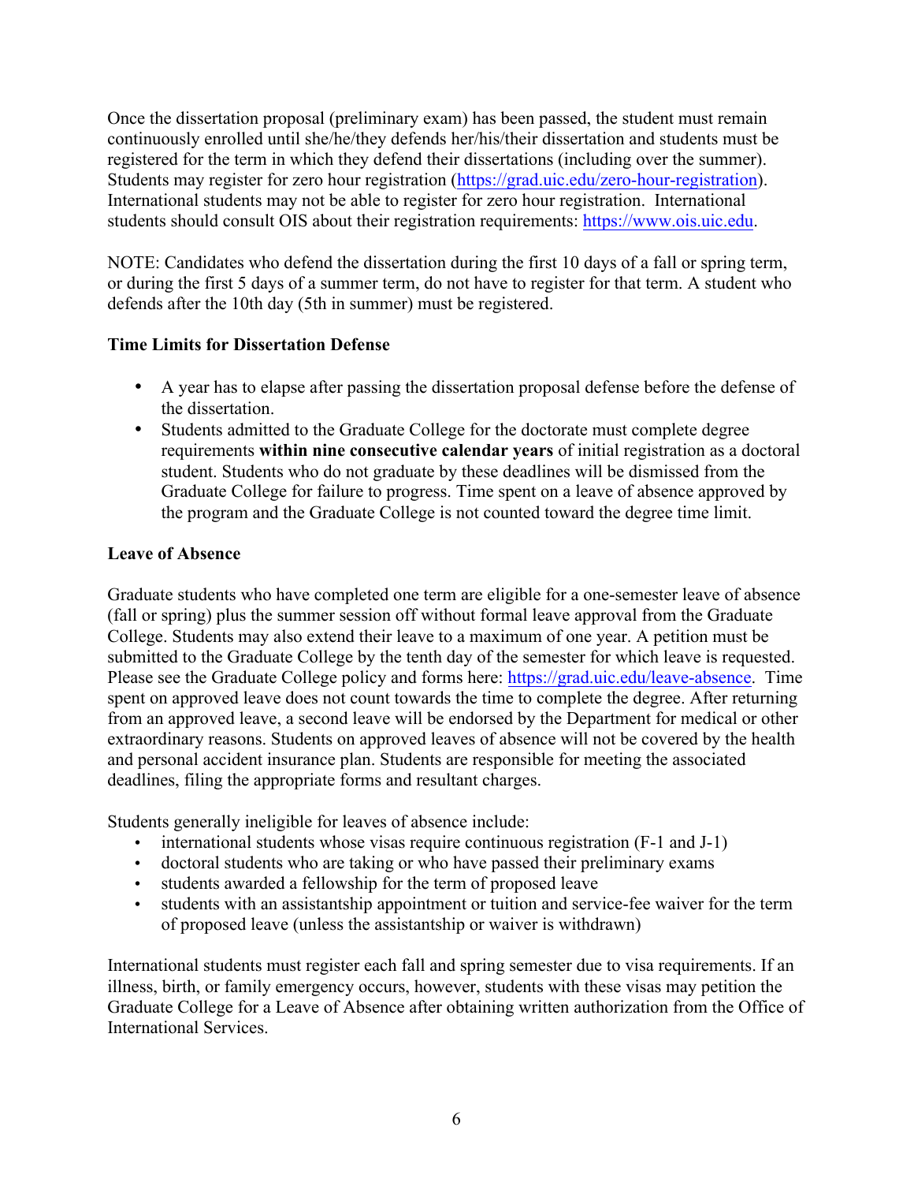Once the dissertation proposal (preliminary exam) has been passed, the student must remain continuously enrolled until she/he/they defends her/his/their dissertation and students must be registered for the term in which they defend their dissertations (including over the summer). Students may register for zero hour registration (https://grad.uic.edu/zero-hour-registration). International students may not be able to register for zero hour registration. International students should consult OIS about their registration requirements: https://www.ois.uic.edu.

NOTE: Candidates who defend the dissertation during the first 10 days of a fall or spring term, or during the first 5 days of a summer term, do not have to register for that term. A student who defends after the 10th day (5th in summer) must be registered.

**Time Limits for Dissertation Defense**

- A year has to elapse after passing the dissertation proposal defense before the defense of the dissertation.
- Students admitted to the Graduate College for the doctorate must complete degree requirements **within nine consecutive calendar years** of initial registration as a doctoral student. Students who do not graduate by these deadlines will be dismissed from the Graduate College for failure to progress. Time spent on a leave of absence approved by the program and the Graduate College is not counted toward the degree time limit.

**Leave of Absence**

Graduate students who have completed one term are eligible for a one-semester leave of absence (fall or spring) plus the summer session off without formal leave approval from the Graduate College. Students may also extend their leave to a maximum of one year. A petition must be submitted to the Graduate College by the tenth day of the semester for which leave is requested. Please see the Graduate College policy and forms here: https://grad.uic.edu/leave-absence. Time spent on approved leave does not count towards the time to complete the degree. After returning from an approved leave, a second leave will be endorsed by the Department for medical or other extraordinary reasons. Students on approved leaves of absence will not be covered by the health and personal accident insurance plan. Students are responsible for meeting the associated deadlines, filing the appropriate forms and resultant charges.

Students generally ineligible for leaves of absence include:

- international students whose visas require continuous registration (F-1 and J-1)
- doctoral students who are taking or who have passed their preliminary exams
- students awarded a fellowship for the term of proposed leave
- students with an assistantship appointment or tuition and service-fee waiver for the term of proposed leave (unless the assistantship or waiver is withdrawn)

International students must register each fall and spring semester due to visa requirements. If an illness, birth, or family emergency occurs, however, students with these visas may petition the Graduate College for a Leave of Absence after obtaining written authorization from the Office of International Services.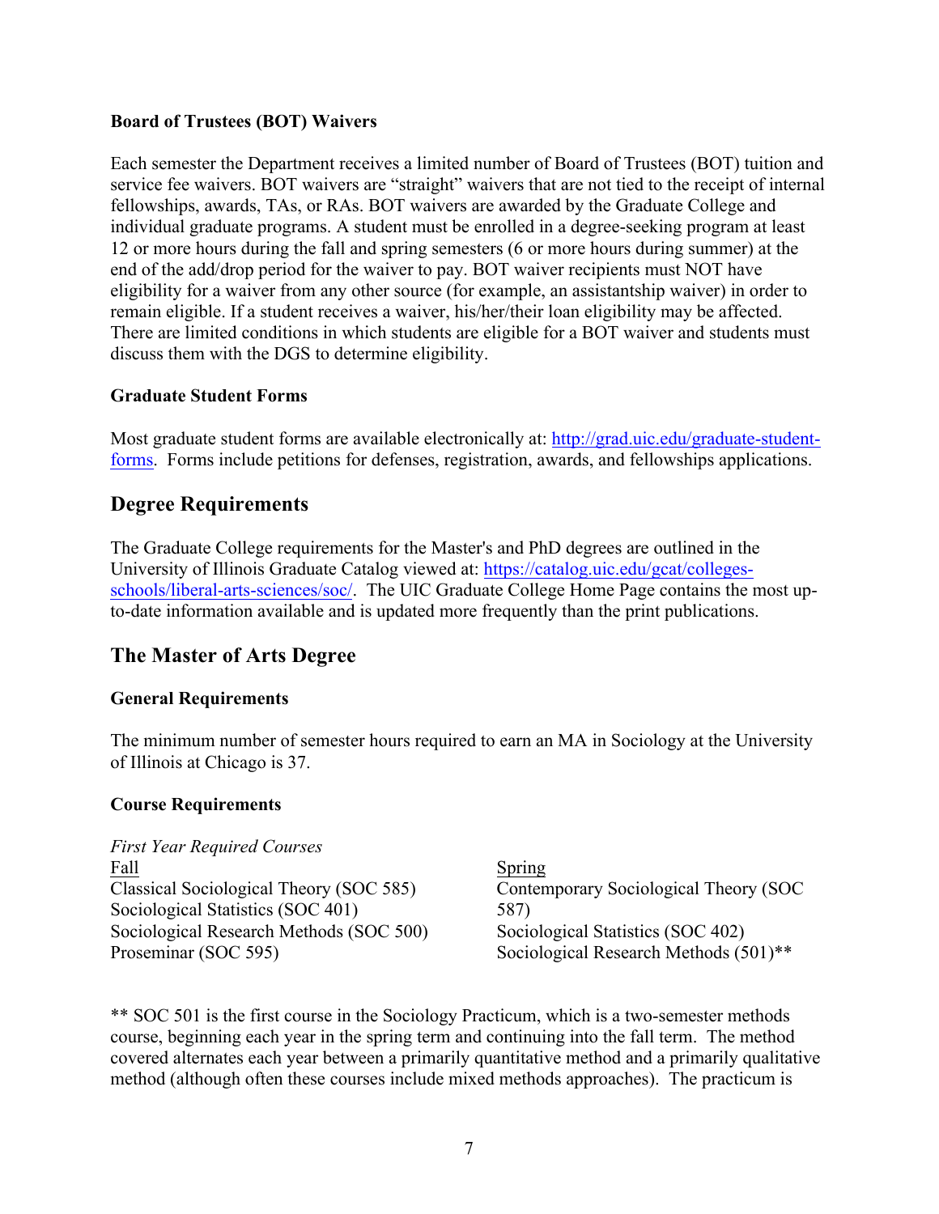### Board of Trustees (BOT) Waivers

Each semester the Department receives a limited number of Board of Trustees (BOT) tuition and service fee waivers. BOT waivers are "straight" waivers that are not tied to the receipt of internal fellowships, awards, TAs, or RAs. BOT waivers are awarded by the Graduate College and individual graduate programs. A student must be enrolled in a degree-seeking program at least 12 or more hours during the fall and spring semesters (6 or more hours during summer) at the end of the add/drop period for the waiver to pay. BOT waiver recipients must NOT have eligibility for a waiver from any other source (for example, an assistantship waiver) in order to remain eligible. If a student receives a waiver, his/her/their loan eligibility may be affected. There are limited conditions in which students are eligible for a BOT waiver and students must discuss them with the DGS to determine eligibility.

### Graduate Student Forms

Most graduate student forms are available electronically at: http://grad.uic.edu/graduate-student-forms. Forms include petitions for defenses, registration, awards, and fellowships applications.

## Degree Requirements

The Graduate College requirements for the Master's and PhD degrees are outlined in the University of Illinois Graduate Catalog viewed at: https://catalog.uic.edu/gcat/colleges-schools/liberal-arts-sciences/soc/. The UIC Graduate College Home Page contains the most up-to-date information available and is updated more frequently than the print publications.

## The Master of Arts Degree

### General Requirements

The minimum number of semester hours required to earn an MA in Sociology at the University of Illinois at Chicago is 37.

### Course Requirements

*First Year Required Courses*

| Fall | Spring |
|---|---|
| Classical Sociological Theory (SOC 585) | Contemporary Sociological Theory (SOC 587) |
| Sociological Statistics (SOC 401) | Sociological Statistics (SOC 402) |
| Sociological Research Methods (SOC 500) | Sociological Research Methods (501)** |
| Proseminar (SOC 595) | |

** SOC 501 is the first course in the Sociology Practicum, which is a two-semester methods course, beginning each year in the spring term and continuing into the fall term. The method covered alternates each year between a primarily quantitative method and a primarily qualitative method (although often these courses include mixed methods approaches). The practicum is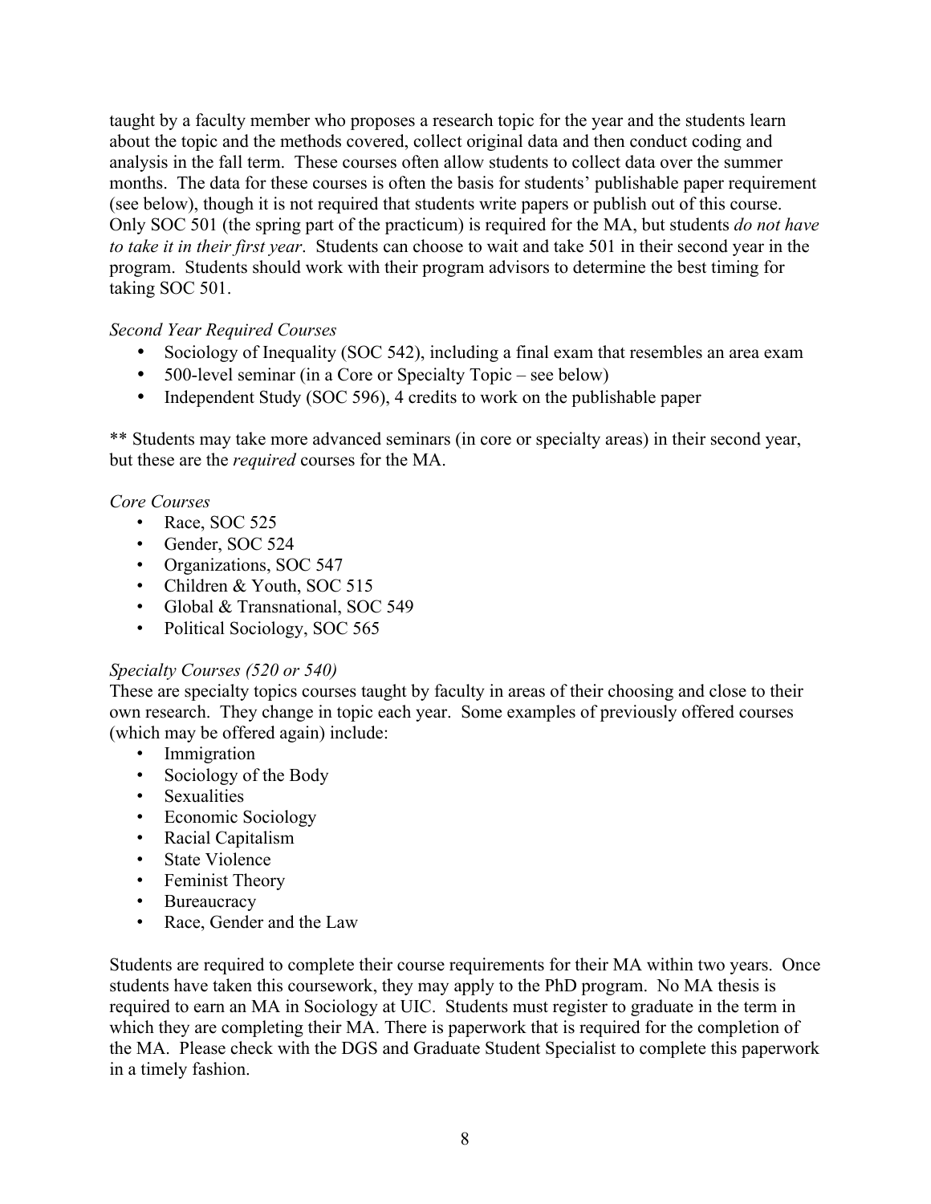taught by a faculty member who proposes a research topic for the year and the students learn about the topic and the methods covered, collect original data and then conduct coding and analysis in the fall term. These courses often allow students to collect data over the summer months. The data for these courses is often the basis for students' publishable paper requirement (see below), though it is not required that students write papers or publish out of this course. Only SOC 501 (the spring part of the practicum) is required for the MA, but students *do not have to take it in their first year*. Students can choose to wait and take 501 in their second year in the program. Students should work with their program advisors to determine the best timing for taking SOC 501.

*Second Year Required Courses*

- Sociology of Inequality (SOC 542), including a final exam that resembles an area exam
- 500-level seminar (in a Core or Specialty Topic – see below)
- Independent Study (SOC 596), 4 credits to work on the publishable paper

** Students may take more advanced seminars (in core or specialty areas) in their second year, but these are the *required* courses for the MA.

*Core Courses*

- Race, SOC 525
- Gender, SOC 524
- Organizations, SOC 547
- Children & Youth, SOC 515
- Global & Transnational, SOC 549
- Political Sociology, SOC 565

*Specialty Courses (520 or 540)*

These are specialty topics courses taught by faculty in areas of their choosing and close to their own research. They change in topic each year. Some examples of previously offered courses (which may be offered again) include:

- Immigration
- Sociology of the Body
- Sexualities
- Economic Sociology
- Racial Capitalism
- State Violence
- Feminist Theory
- Bureaucracy
- Race, Gender and the Law

Students are required to complete their course requirements for their MA within two years. Once students have taken this coursework, they may apply to the PhD program. No MA thesis is required to earn an MA in Sociology at UIC. Students must register to graduate in the term in which they are completing their MA. There is paperwork that is required for the completion of the MA. Please check with the DGS and Graduate Student Specialist to complete this paperwork in a timely fashion.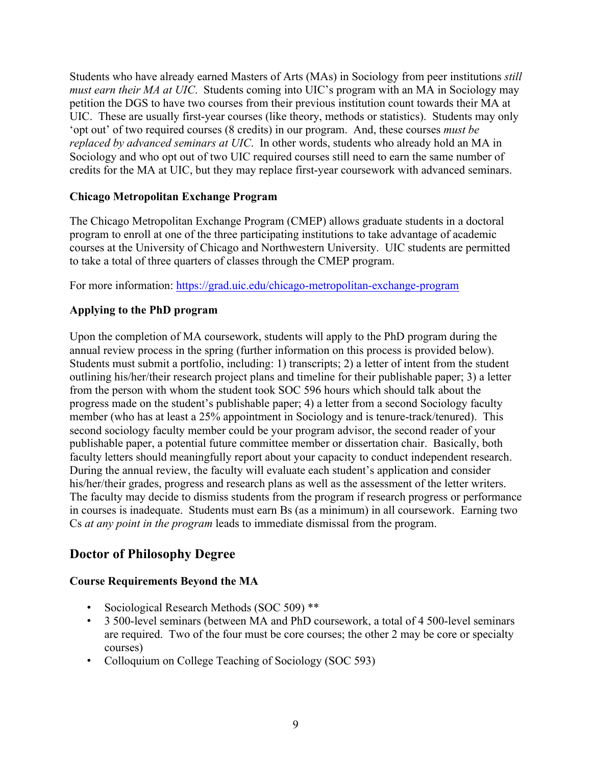Students who have already earned Masters of Arts (MAs) in Sociology from peer institutions *still must earn their MA at UIC*. Students coming into UIC's program with an MA in Sociology may petition the DGS to have two courses from their previous institution count towards their MA at UIC. These are usually first-year courses (like theory, methods or statistics). Students may only 'opt out' of two required courses (8 credits) in our program. And, these courses *must be replaced by advanced seminars at UIC*. In other words, students who already hold an MA in Sociology and who opt out of two UIC required courses still need to earn the same number of credits for the MA at UIC, but they may replace first-year coursework with advanced seminars.

### Chicago Metropolitan Exchange Program

The Chicago Metropolitan Exchange Program (CMEP) allows graduate students in a doctoral program to enroll at one of the three participating institutions to take advantage of academic courses at the University of Chicago and Northwestern University. UIC students are permitted to take a total of three quarters of classes through the CMEP program.

For more information: [https://grad.uic.edu/chicago-metropolitan-exchange-program](https://grad.uic.edu/chicago-metropolitan-exchange-program)

### Applying to the PhD program

Upon the completion of MA coursework, students will apply to the PhD program during the annual review process in the spring (further information on this process is provided below). Students must submit a portfolio, including: 1) transcripts; 2) a letter of intent from the student outlining his/her/their research project plans and timeline for their publishable paper; 3) a letter from the person with whom the student took SOC 596 hours which should talk about the progress made on the student's publishable paper; 4) a letter from a second Sociology faculty member (who has at least a 25% appointment in Sociology and is tenure-track/tenured). This second sociology faculty member could be your program advisor, the second reader of your publishable paper, a potential future committee member or dissertation chair. Basically, both faculty letters should meaningfully report about your capacity to conduct independent research. During the annual review, the faculty will evaluate each student's application and consider his/her/their grades, progress and research plans as well as the assessment of the letter writers. The faculty may decide to dismiss students from the program if research progress or performance in courses is inadequate. Students must earn Bs (as a minimum) in all coursework. Earning two Cs *at any point in the program* leads to immediate dismissal from the program.

## Doctor of Philosophy Degree

### Course Requirements Beyond the MA

- Sociological Research Methods (SOC 509) **
- 3 500-level seminars (between MA and PhD coursework, a total of 4 500-level seminars are required. Two of the four must be core courses; the other 2 may be core or specialty courses)
- Colloquium on College Teaching of Sociology (SOC 593)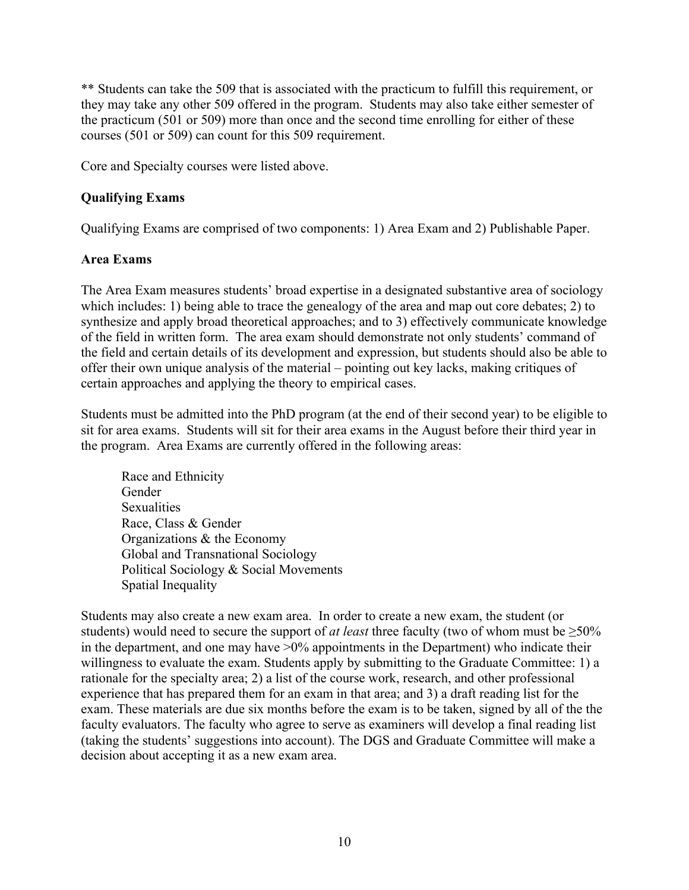** Students can take the 509 that is associated with the practicum to fulfill this requirement, or they may take any other 509 offered in the program. Students may also take either semester of the practicum (501 or 509) more than once and the second time enrolling for either of these courses (501 or 509) can count for this 509 requirement.

Core and Specialty courses were listed above.

**Qualifying Exams**

Qualifying Exams are comprised of two components: 1) Area Exam and 2) Publishable Paper.

**Area Exams**

The Area Exam measures students' broad expertise in a designated substantive area of sociology which includes: 1) being able to trace the genealogy of the area and map out core debates; 2) to synthesize and apply broad theoretical approaches; and to 3) effectively communicate knowledge of the field in written form. The area exam should demonstrate not only students' command of the field and certain details of its development and expression, but students should also be able to offer their own unique analysis of the material – pointing out key lacks, making critiques of certain approaches and applying the theory to empirical cases.

Students must be admitted into the PhD program (at the end of their second year) to be eligible to sit for area exams. Students will sit for their area exams in the August before their third year in the program. Area Exams are currently offered in the following areas:

Race and Ethnicity
Gender
Sexualities
Race, Class & Gender
Organizations & the Economy
Global and Transnational Sociology
Political Sociology & Social Movements
Spatial Inequality

Students may also create a new exam area. In order to create a new exam, the student (or students) would need to secure the support of *at least* three faculty (two of whom must be ≥50% in the department, and one may have >0% appointments in the Department) who indicate their willingness to evaluate the exam. Students apply by submitting to the Graduate Committee: 1) a rationale for the specialty area; 2) a list of the course work, research, and other professional experience that has prepared them for an exam in that area; and 3) a draft reading list for the exam. These materials are due six months before the exam is to be taken, signed by all of the the faculty evaluators. The faculty who agree to serve as examiners will develop a final reading list (taking the students' suggestions into account). The DGS and Graduate Committee will make a decision about accepting it as a new exam area.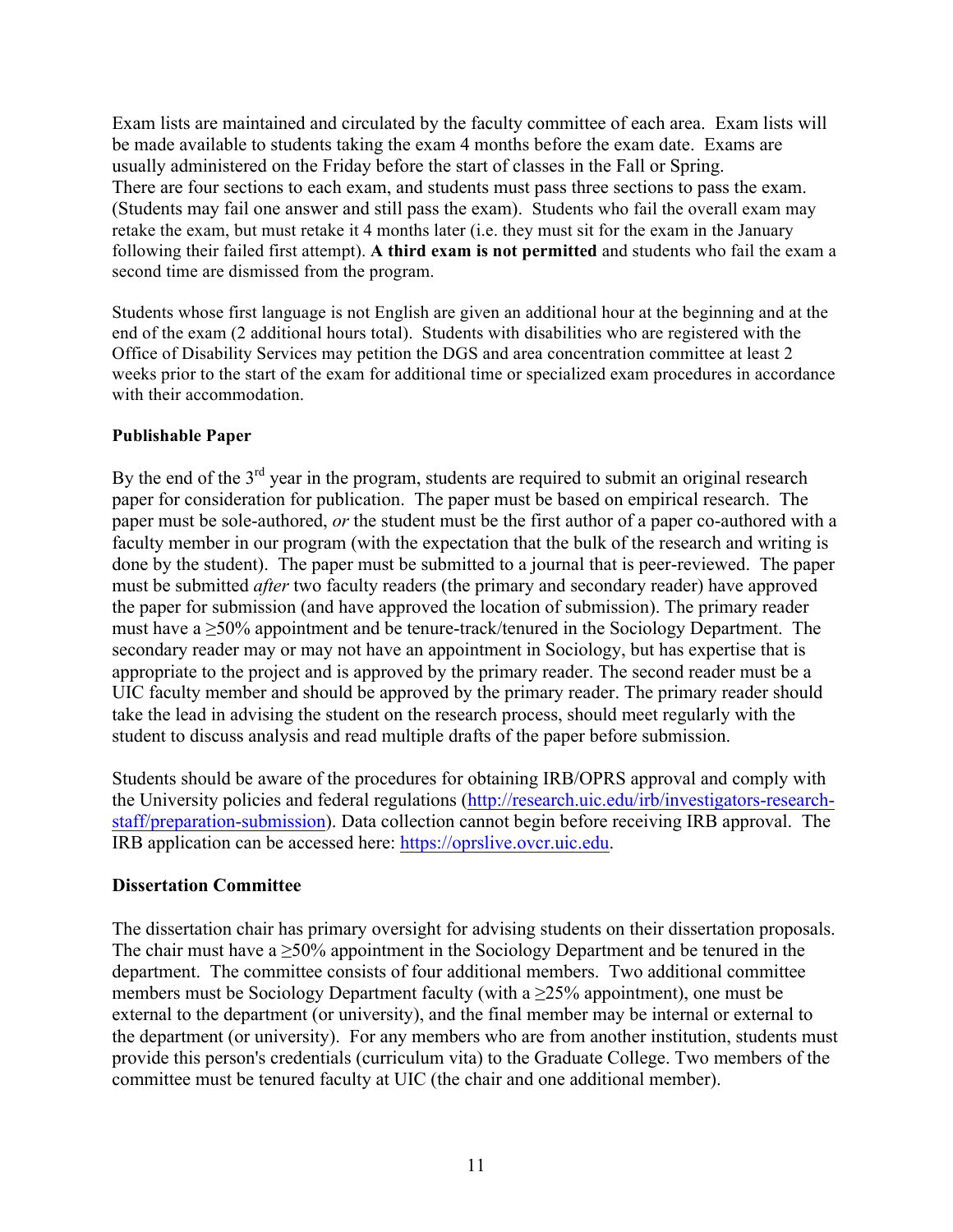Exam lists are maintained and circulated by the faculty committee of each area. Exam lists will be made available to students taking the exam 4 months before the exam date. Exams are usually administered on the Friday before the start of classes in the Fall or Spring.
There are four sections to each exam, and students must pass three sections to pass the exam. (Students may fail one answer and still pass the exam). Students who fail the overall exam may retake the exam, but must retake it 4 months later (i.e. they must sit for the exam in the January following their failed first attempt). **A third exam is not permitted** and students who fail the exam a second time are dismissed from the program.

Students whose first language is not English are given an additional hour at the beginning and at the end of the exam (2 additional hours total). Students with disabilities who are registered with the Office of Disability Services may petition the DGS and area concentration committee at least 2 weeks prior to the start of the exam for additional time or specialized exam procedures in accordance with their accommodation.

**Publishable Paper**

By the end of the 3rd year in the program, students are required to submit an original research paper for consideration for publication. The paper must be based on empirical research. The paper must be sole-authored, *or* the student must be the first author of a paper co-authored with a faculty member in our program (with the expectation that the bulk of the research and writing is done by the student). The paper must be submitted to a journal that is peer-reviewed. The paper must be submitted *after* two faculty readers (the primary and secondary reader) have approved the paper for submission (and have approved the location of submission). The primary reader must have a ≥50% appointment and be tenure-track/tenured in the Sociology Department. The secondary reader may or may not have an appointment in Sociology, but has expertise that is appropriate to the project and is approved by the primary reader. The second reader must be a UIC faculty member and should be approved by the primary reader. The primary reader should take the lead in advising the student on the research process, should meet regularly with the student to discuss analysis and read multiple drafts of the paper before submission.

Students should be aware of the procedures for obtaining IRB/OPRS approval and comply with the University policies and federal regulations (http://research.uic.edu/irb/investigators-research-staff/preparation-submission). Data collection cannot begin before receiving IRB approval. The IRB application can be accessed here: https://oprslive.ovcr.uic.edu.

**Dissertation Committee**

The dissertation chair has primary oversight for advising students on their dissertation proposals. The chair must have a ≥50% appointment in the Sociology Department and be tenured in the department. The committee consists of four additional members. Two additional committee members must be Sociology Department faculty (with a ≥25% appointment), one must be external to the department (or university), and the final member may be internal or external to the department (or university). For any members who are from another institution, students must provide this person's credentials (curriculum vita) to the Graduate College. Two members of the committee must be tenured faculty at UIC (the chair and one additional member).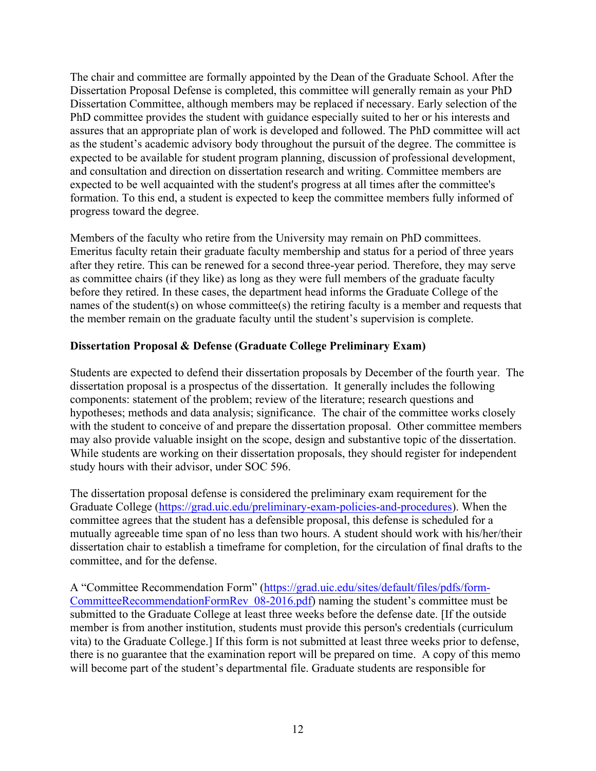The chair and committee are formally appointed by the Dean of the Graduate School. After the Dissertation Proposal Defense is completed, this committee will generally remain as your PhD Dissertation Committee, although members may be replaced if necessary. Early selection of the PhD committee provides the student with guidance especially suited to her or his interests and assures that an appropriate plan of work is developed and followed. The PhD committee will act as the student's academic advisory body throughout the pursuit of the degree. The committee is expected to be available for student program planning, discussion of professional development, and consultation and direction on dissertation research and writing. Committee members are expected to be well acquainted with the student's progress at all times after the committee's formation. To this end, a student is expected to keep the committee members fully informed of progress toward the degree.

Members of the faculty who retire from the University may remain on PhD committees. Emeritus faculty retain their graduate faculty membership and status for a period of three years after they retire. This can be renewed for a second three-year period. Therefore, they may serve as committee chairs (if they like) as long as they were full members of the graduate faculty before they retired. In these cases, the department head informs the Graduate College of the names of the student(s) on whose committee(s) the retiring faculty is a member and requests that the member remain on the graduate faculty until the student's supervision is complete.

**Dissertation Proposal & Defense (Graduate College Preliminary Exam)**

Students are expected to defend their dissertation proposals by December of the fourth year. The dissertation proposal is a prospectus of the dissertation. It generally includes the following components: statement of the problem; review of the literature; research questions and hypotheses; methods and data analysis; significance. The chair of the committee works closely with the student to conceive of and prepare the dissertation proposal. Other committee members may also provide valuable insight on the scope, design and substantive topic of the dissertation. While students are working on their dissertation proposals, they should register for independent study hours with their advisor, under SOC 596.

The dissertation proposal defense is considered the preliminary exam requirement for the Graduate College (https://grad.uic.edu/preliminary-exam-policies-and-procedures). When the committee agrees that the student has a defensible proposal, this defense is scheduled for a mutually agreeable time span of no less than two hours. A student should work with his/her/their dissertation chair to establish a timeframe for completion, for the circulation of final drafts to the committee, and for the defense.

A "Committee Recommendation Form" (https://grad.uic.edu/sites/default/files/pdfs/form-CommitteeRecommendationFormRev_08-2016.pdf) naming the student's committee must be submitted to the Graduate College at least three weeks before the defense date. [If the outside member is from another institution, students must provide this person's credentials (curriculum vita) to the Graduate College.] If this form is not submitted at least three weeks prior to defense, there is no guarantee that the examination report will be prepared on time. A copy of this memo will become part of the student's departmental file. Graduate students are responsible for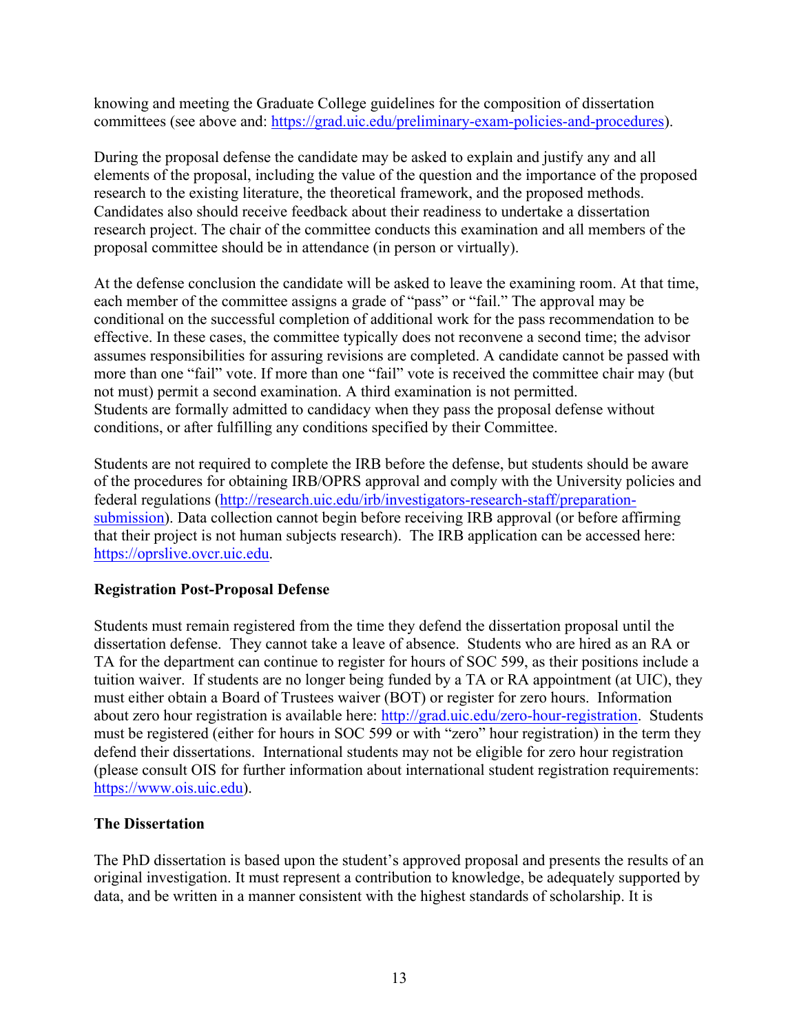knowing and meeting the Graduate College guidelines for the composition of dissertation committees (see above and: https://grad.uic.edu/preliminary-exam-policies-and-procedures).

During the proposal defense the candidate may be asked to explain and justify any and all elements of the proposal, including the value of the question and the importance of the proposed research to the existing literature, the theoretical framework, and the proposed methods. Candidates also should receive feedback about their readiness to undertake a dissertation research project. The chair of the committee conducts this examination and all members of the proposal committee should be in attendance (in person or virtually).

At the defense conclusion the candidate will be asked to leave the examining room. At that time, each member of the committee assigns a grade of "pass" or "fail." The approval may be conditional on the successful completion of additional work for the pass recommendation to be effective. In these cases, the committee typically does not reconvene a second time; the advisor assumes responsibilities for assuring revisions are completed. A candidate cannot be passed with more than one "fail" vote. If more than one "fail" vote is received the committee chair may (but not must) permit a second examination. A third examination is not permitted.
Students are formally admitted to candidacy when they pass the proposal defense without conditions, or after fulfilling any conditions specified by their Committee.

Students are not required to complete the IRB before the defense, but students should be aware of the procedures for obtaining IRB/OPRS approval and comply with the University policies and federal regulations (http://research.uic.edu/irb/investigators-research-staff/preparation-submission). Data collection cannot begin before receiving IRB approval (or before affirming that their project is not human subjects research). The IRB application can be accessed here: https://oprslive.ovcr.uic.edu.

**Registration Post-Proposal Defense**

Students must remain registered from the time they defend the dissertation proposal until the dissertation defense. They cannot take a leave of absence. Students who are hired as an RA or TA for the department can continue to register for hours of SOC 599, as their positions include a tuition waiver. If students are no longer being funded by a TA or RA appointment (at UIC), they must either obtain a Board of Trustees waiver (BOT) or register for zero hours. Information about zero hour registration is available here: http://grad.uic.edu/zero-hour-registration. Students must be registered (either for hours in SOC 599 or with "zero" hour registration) in the term they defend their dissertations. International students may not be eligible for zero hour registration (please consult OIS for further information about international student registration requirements: https://www.ois.uic.edu).

**The Dissertation**

The PhD dissertation is based upon the student's approved proposal and presents the results of an original investigation. It must represent a contribution to knowledge, be adequately supported by data, and be written in a manner consistent with the highest standards of scholarship. It is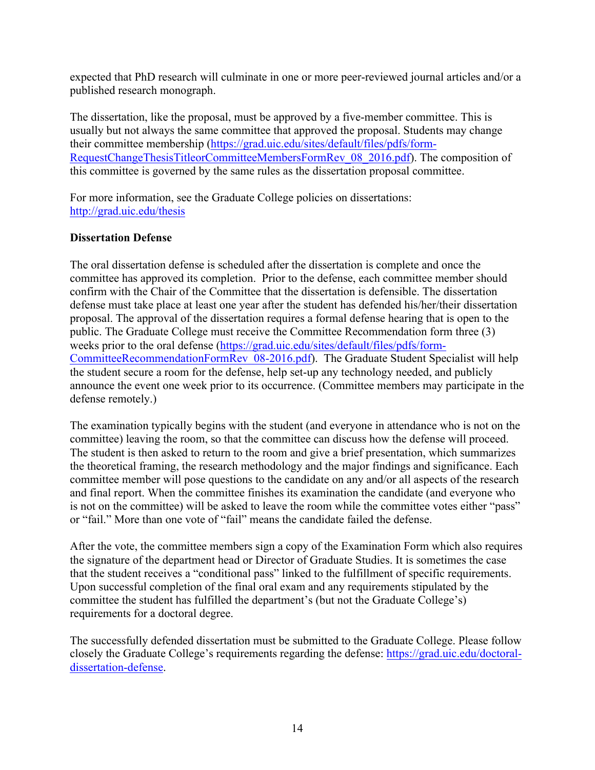expected that PhD research will culminate in one or more peer-reviewed journal articles and/or a published research monograph.

The dissertation, like the proposal, must be approved by a five-member committee. This is usually but not always the same committee that approved the proposal. Students may change their committee membership (https://grad.uic.edu/sites/default/files/pdfs/form-RequestChangeThesisTitleorCommitteeMembersFormRev_08_2016.pdf). The composition of this committee is governed by the same rules as the dissertation proposal committee.

For more information, see the Graduate College policies on dissertations: http://grad.uic.edu/thesis

**Dissertation Defense**

The oral dissertation defense is scheduled after the dissertation is complete and once the committee has approved its completion. Prior to the defense, each committee member should confirm with the Chair of the Committee that the dissertation is defensible. The dissertation defense must take place at least one year after the student has defended his/her/their dissertation proposal. The approval of the dissertation requires a formal defense hearing that is open to the public. The Graduate College must receive the Committee Recommendation form three (3) weeks prior to the oral defense (https://grad.uic.edu/sites/default/files/pdfs/form-CommitteeRecommendationFormRev_08-2016.pdf). The Graduate Student Specialist will help the student secure a room for the defense, help set-up any technology needed, and publicly announce the event one week prior to its occurrence. (Committee members may participate in the defense remotely.)

The examination typically begins with the student (and everyone in attendance who is not on the committee) leaving the room, so that the committee can discuss how the defense will proceed. The student is then asked to return to the room and give a brief presentation, which summarizes the theoretical framing, the research methodology and the major findings and significance. Each committee member will pose questions to the candidate on any and/or all aspects of the research and final report. When the committee finishes its examination the candidate (and everyone who is not on the committee) will be asked to leave the room while the committee votes either "pass" or "fail." More than one vote of "fail" means the candidate failed the defense.

After the vote, the committee members sign a copy of the Examination Form which also requires the signature of the department head or Director of Graduate Studies. It is sometimes the case that the student receives a "conditional pass" linked to the fulfillment of specific requirements. Upon successful completion of the final oral exam and any requirements stipulated by the committee the student has fulfilled the department's (but not the Graduate College's) requirements for a doctoral degree.

The successfully defended dissertation must be submitted to the Graduate College. Please follow closely the Graduate College's requirements regarding the defense: https://grad.uic.edu/doctoral-dissertation-defense.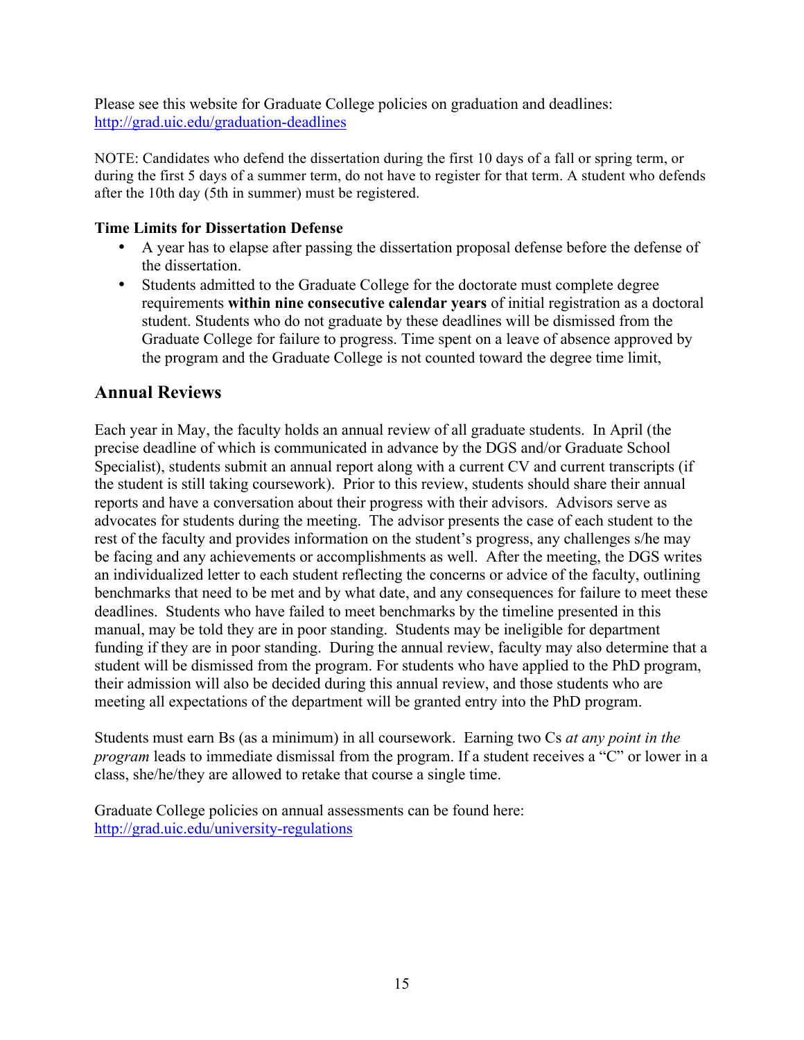Please see this website for Graduate College policies on graduation and deadlines: [http://grad.uic.edu/graduation-deadlines](http://grad.uic.edu/graduation-deadlines)

NOTE: Candidates who defend the dissertation during the first 10 days of a fall or spring term, or during the first 5 days of a summer term, do not have to register for that term. A student who defends after the 10th day (5th in summer) must be registered.

**Time Limits for Dissertation Defense**

- A year has to elapse after passing the dissertation proposal defense before the defense of the dissertation.
- Students admitted to the Graduate College for the doctorate must complete degree requirements **within nine consecutive calendar years** of initial registration as a doctoral student. Students who do not graduate by these deadlines will be dismissed from the Graduate College for failure to progress. Time spent on a leave of absence approved by the program and the Graduate College is not counted toward the degree time limit,

## Annual Reviews

Each year in May, the faculty holds an annual review of all graduate students. In April (the precise deadline of which is communicated in advance by the DGS and/or Graduate School Specialist), students submit an annual report along with a current CV and current transcripts (if the student is still taking coursework). Prior to this review, students should share their annual reports and have a conversation about their progress with their advisors. Advisors serve as advocates for students during the meeting. The advisor presents the case of each student to the rest of the faculty and provides information on the student's progress, any challenges s/he may be facing and any achievements or accomplishments as well. After the meeting, the DGS writes an individualized letter to each student reflecting the concerns or advice of the faculty, outlining benchmarks that need to be met and by what date, and any consequences for failure to meet these deadlines. Students who have failed to meet benchmarks by the timeline presented in this manual, may be told they are in poor standing. Students may be ineligible for department funding if they are in poor standing. During the annual review, faculty may also determine that a student will be dismissed from the program. For students who have applied to the PhD program, their admission will also be decided during this annual review, and those students who are meeting all expectations of the department will be granted entry into the PhD program.

Students must earn Bs (as a minimum) in all coursework. Earning two Cs *at any point in the program* leads to immediate dismissal from the program. If a student receives a "C" or lower in a class, she/he/they are allowed to retake that course a single time.

Graduate College policies on annual assessments can be found here: [http://grad.uic.edu/university-regulations](http://grad.uic.edu/university-regulations)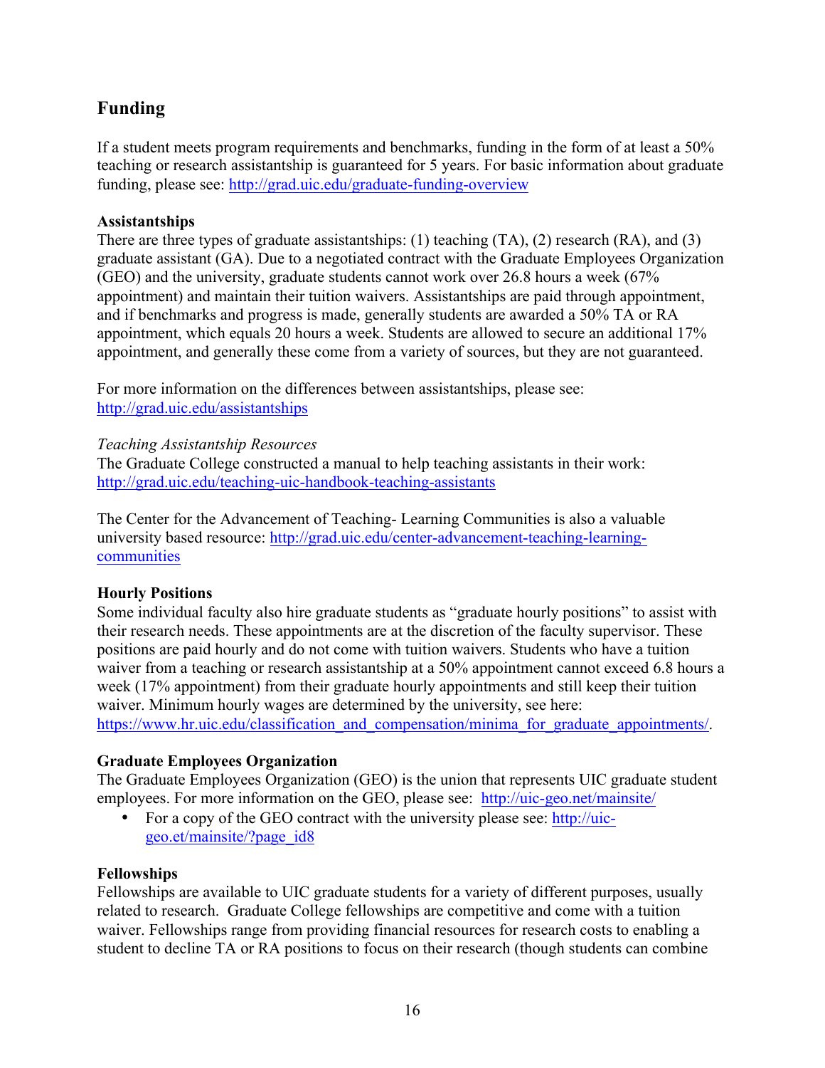## Funding

If a student meets program requirements and benchmarks, funding in the form of at least a 50% teaching or research assistantship is guaranteed for 5 years. For basic information about graduate funding, please see: http://grad.uic.edu/graduate-funding-overview

### Assistantships

There are three types of graduate assistantships: (1) teaching (TA), (2) research (RA), and (3) graduate assistant (GA). Due to a negotiated contract with the Graduate Employees Organization (GEO) and the university, graduate students cannot work over 26.8 hours a week (67% appointment) and maintain their tuition waivers. Assistantships are paid through appointment, and if benchmarks and progress is made, generally students are awarded a 50% TA or RA appointment, which equals 20 hours a week. Students are allowed to secure an additional 17% appointment, and generally these come from a variety of sources, but they are not guaranteed.

For more information on the differences between assistantships, please see: http://grad.uic.edu/assistantships

*Teaching Assistantship Resources*

The Graduate College constructed a manual to help teaching assistants in their work: http://grad.uic.edu/teaching-uic-handbook-teaching-assistants

The Center for the Advancement of Teaching- Learning Communities is also a valuable university based resource: http://grad.uic.edu/center-advancement-teaching-learning-communities

### Hourly Positions

Some individual faculty also hire graduate students as "graduate hourly positions" to assist with their research needs. These appointments are at the discretion of the faculty supervisor. These positions are paid hourly and do not come with tuition waivers. Students who have a tuition waiver from a teaching or research assistantship at a 50% appointment cannot exceed 6.8 hours a week (17% appointment) from their graduate hourly appointments and still keep their tuition waiver. Minimum hourly wages are determined by the university, see here: https://www.hr.uic.edu/classification_and_compensation/minima_for_graduate_appointments/.

### Graduate Employees Organization

The Graduate Employees Organization (GEO) is the union that represents UIC graduate student employees. For more information on the GEO, please see: http://uic-geo.net/mainsite/

- For a copy of the GEO contract with the university please see: http://uic-geo.et/mainsite/?page_id8

### Fellowships

Fellowships are available to UIC graduate students for a variety of different purposes, usually related to research. Graduate College fellowships are competitive and come with a tuition waiver. Fellowships range from providing financial resources for research costs to enabling a student to decline TA or RA positions to focus on their research (though students can combine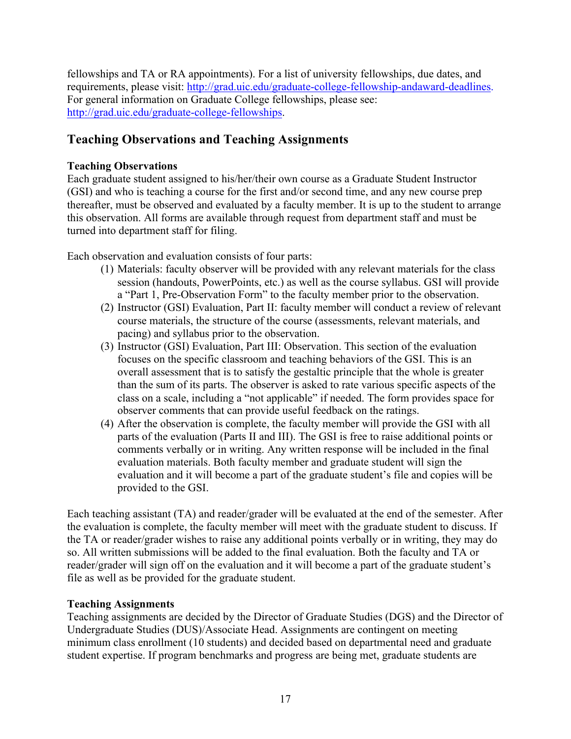fellowships and TA or RA appointments). For a list of university fellowships, due dates, and requirements, please visit: [http://grad.uic.edu/graduate-college-fellowship-andaward-deadlines](http://grad.uic.edu/graduate-college-fellowship-andaward-deadlines). For general information on Graduate College fellowships, please see: [http://grad.uic.edu/graduate-college-fellowships](http://grad.uic.edu/graduate-college-fellowships).

## Teaching Observations and Teaching Assignments

**Teaching Observations**

Each graduate student assigned to his/her/their own course as a Graduate Student Instructor (GSI) and who is teaching a course for the first and/or second time, and any new course prep thereafter, must be observed and evaluated by a faculty member. It is up to the student to arrange this observation. All forms are available through request from department staff and must be turned into department staff for filing.

Each observation and evaluation consists of four parts:

(1) Materials: faculty observer will be provided with any relevant materials for the class session (handouts, PowerPoints, etc.) as well as the course syllabus. GSI will provide a "Part 1, Pre-Observation Form" to the faculty member prior to the observation.

(2) Instructor (GSI) Evaluation, Part II: faculty member will conduct a review of relevant course materials, the structure of the course (assessments, relevant materials, and pacing) and syllabus prior to the observation.

(3) Instructor (GSI) Evaluation, Part III: Observation. This section of the evaluation focuses on the specific classroom and teaching behaviors of the GSI. This is an overall assessment that is to satisfy the gestaltic principle that the whole is greater than the sum of its parts. The observer is asked to rate various specific aspects of the class on a scale, including a "not applicable" if needed. The form provides space for observer comments that can provide useful feedback on the ratings.

(4) After the observation is complete, the faculty member will provide the GSI with all parts of the evaluation (Parts II and III). The GSI is free to raise additional points or comments verbally or in writing. Any written response will be included in the final evaluation materials. Both faculty member and graduate student will sign the evaluation and it will become a part of the graduate student's file and copies will be provided to the GSI.

Each teaching assistant (TA) and reader/grader will be evaluated at the end of the semester. After the evaluation is complete, the faculty member will meet with the graduate student to discuss. If the TA or reader/grader wishes to raise any additional points verbally or in writing, they may do so. All written submissions will be added to the final evaluation. Both the faculty and TA or reader/grader will sign off on the evaluation and it will become a part of the graduate student's file as well as be provided for the graduate student.

**Teaching Assignments**

Teaching assignments are decided by the Director of Graduate Studies (DGS) and the Director of Undergraduate Studies (DUS)/Associate Head. Assignments are contingent on meeting minimum class enrollment (10 students) and decided based on departmental need and graduate student expertise. If program benchmarks and progress are being met, graduate students are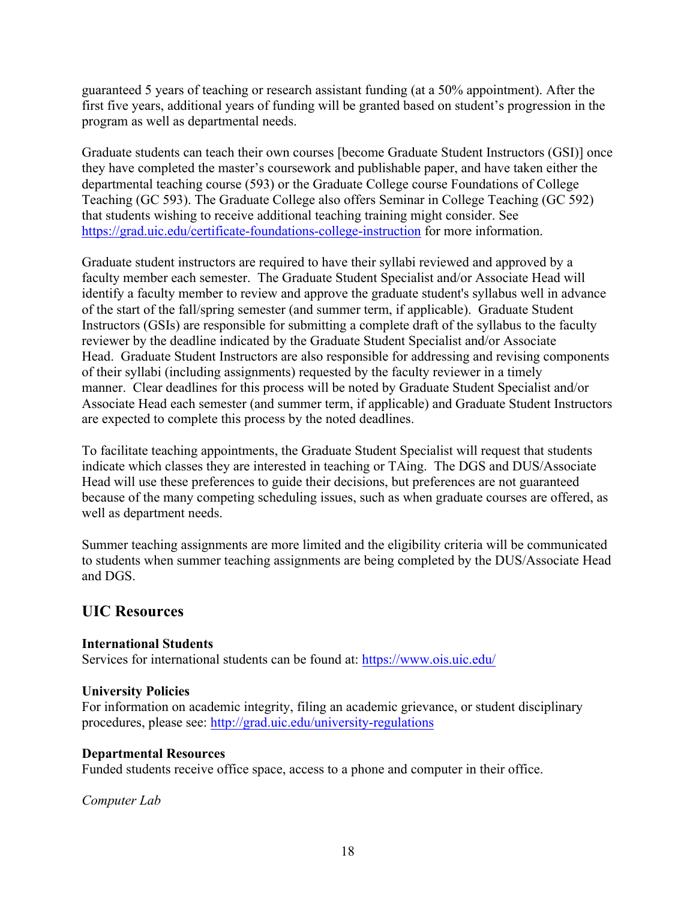guaranteed 5 years of teaching or research assistant funding (at a 50% appointment). After the first five years, additional years of funding will be granted based on student's progression in the program as well as departmental needs.

Graduate students can teach their own courses [become Graduate Student Instructors (GSI)] once they have completed the master's coursework and publishable paper, and have taken either the departmental teaching course (593) or the Graduate College course Foundations of College Teaching (GC 593). The Graduate College also offers Seminar in College Teaching (GC 592) that students wishing to receive additional teaching training might consider. See [https://grad.uic.edu/certificate-foundations-college-instruction](https://grad.uic.edu/certificate-foundations-college-instruction) for more information.

Graduate student instructors are required to have their syllabi reviewed and approved by a faculty member each semester. The Graduate Student Specialist and/or Associate Head will identify a faculty member to review and approve the graduate student's syllabus well in advance of the start of the fall/spring semester (and summer term, if applicable). Graduate Student Instructors (GSIs) are responsible for submitting a complete draft of the syllabus to the faculty reviewer by the deadline indicated by the Graduate Student Specialist and/or Associate Head. Graduate Student Instructors are also responsible for addressing and revising components of their syllabi (including assignments) requested by the faculty reviewer in a timely manner. Clear deadlines for this process will be noted by Graduate Student Specialist and/or Associate Head each semester (and summer term, if applicable) and Graduate Student Instructors are expected to complete this process by the noted deadlines.

To facilitate teaching appointments, the Graduate Student Specialist will request that students indicate which classes they are interested in teaching or TAing. The DGS and DUS/Associate Head will use these preferences to guide their decisions, but preferences are not guaranteed because of the many competing scheduling issues, such as when graduate courses are offered, as well as department needs.

Summer teaching assignments are more limited and the eligibility criteria will be communicated to students when summer teaching assignments are being completed by the DUS/Associate Head and DGS.

## UIC Resources

**International Students**
Services for international students can be found at: [https://www.ois.uic.edu/](https://www.ois.uic.edu/)

**University Policies**
For information on academic integrity, filing an academic grievance, or student disciplinary procedures, please see: [http://grad.uic.edu/university-regulations](http://grad.uic.edu/university-regulations)

**Departmental Resources**
Funded students receive office space, access to a phone and computer in their office.

*Computer Lab*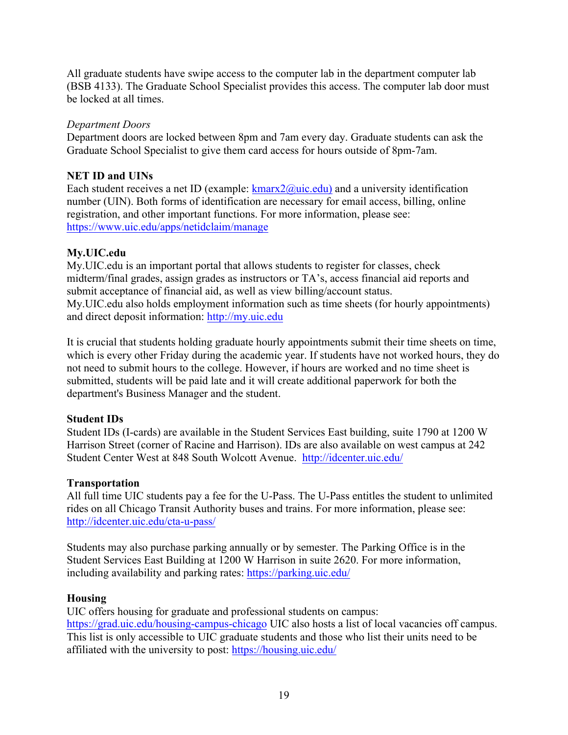All graduate students have swipe access to the computer lab in the department computer lab (BSB 4133). The Graduate School Specialist provides this access. The computer lab door must be locked at all times.

*Department Doors*

Department doors are locked between 8pm and 7am every day. Graduate students can ask the Graduate School Specialist to give them card access for hours outside of 8pm-7am.

**NET ID and UINs**

Each student receives a net ID (example: kmarx2@uic.edu) and a university identification number (UIN). Both forms of identification are necessary for email access, billing, online registration, and other important functions. For more information, please see: https://www.uic.edu/apps/netidclaim/manage

**My.UIC.edu**

My.UIC.edu is an important portal that allows students to register for classes, check midterm/final grades, assign grades as instructors or TA's, access financial aid reports and submit acceptance of financial aid, as well as view billing/account status.
My.UIC.edu also holds employment information such as time sheets (for hourly appointments) and direct deposit information: http://my.uic.edu

It is crucial that students holding graduate hourly appointments submit their time sheets on time, which is every other Friday during the academic year. If students have not worked hours, they do not need to submit hours to the college. However, if hours are worked and no time sheet is submitted, students will be paid late and it will create additional paperwork for both the department's Business Manager and the student.

**Student IDs**

Student IDs (I-cards) are available in the Student Services East building, suite 1790 at 1200 W Harrison Street (corner of Racine and Harrison). IDs are also available on west campus at 242 Student Center West at 848 South Wolcott Avenue. http://idcenter.uic.edu/

**Transportation**

All full time UIC students pay a fee for the U-Pass. The U-Pass entitles the student to unlimited rides on all Chicago Transit Authority buses and trains. For more information, please see: http://idcenter.uic.edu/cta-u-pass/

Students may also purchase parking annually or by semester. The Parking Office is in the Student Services East Building at 1200 W Harrison in suite 2620. For more information, including availability and parking rates: https://parking.uic.edu/

**Housing**

UIC offers housing for graduate and professional students on campus: https://grad.uic.edu/housing-campus-chicago UIC also hosts a list of local vacancies off campus. This list is only accessible to UIC graduate students and those who list their units need to be affiliated with the university to post: https://housing.uic.edu/